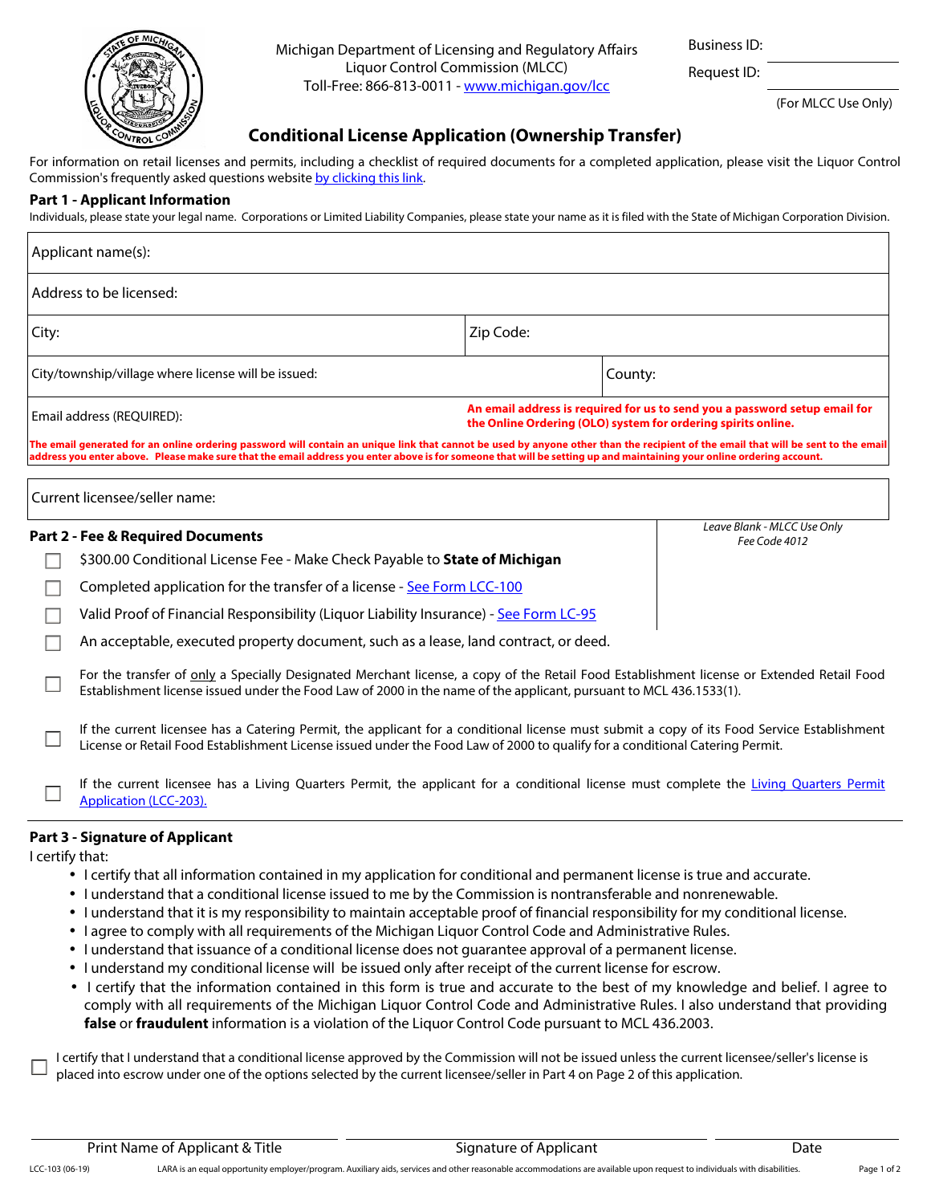Michigan Department of Licensing and Regulatory Affairs
Liquor Control Commission (MLCC)
Toll-Free: 866-813-0011 - www.michigan.gov/lcc

Business ID:
Request ID:
(For MLCC Use Only)

# Conditional License Application (Ownership Transfer)

For information on retail licenses and permits, including a checklist of required documents for a completed application, please visit the Liquor Control Commission's frequently asked questions website by clicking this link.

## Part 1 - Applicant Information

Individuals, please state your legal name. Corporations or Limited Liability Companies, please state your name as it is filed with the State of Michigan Corporation Division.

| Applicant name(s): | | |
|---|---|---|
| Address to be licensed: | | |
| City: | Zip Code: | |
| City/township/village where license will be issued: | | County: |
| Email address (REQUIRED): | **An email address is required for us to send you a password setup email for the Online Ordering (OLO) system for ordering spirits online.** | |

**The email generated for an online ordering password will contain an unique link that cannot be used by anyone other than the recipient of the email that will be sent to the email address you enter above. Please make sure that the email address you enter above is for someone that will be setting up and maintaining your online ordering account.**

| Current licensee/seller name: |
|---|

## Part 2 - Fee & Required Documents

*Leave Blank - MLCC Use Only*
*Fee Code 4012*

- ☐ $300.00 Conditional License Fee - Make Check Payable to **State of Michigan**
- ☐ Completed application for the transfer of a license - See Form LCC-100
- ☐ Valid Proof of Financial Responsibility (Liquor Liability Insurance) - See Form LC-95
- ☐ An acceptable, executed property document, such as a lease, land contract, or deed.
- ☐ For the transfer of only a Specially Designated Merchant license, a copy of the Retail Food Establishment license or Extended Retail Food Establishment license issued under the Food Law of 2000 in the name of the applicant, pursuant to MCL 436.1533(1).
- ☐ If the current licensee has a Catering Permit, the applicant for a conditional license must submit a copy of its Food Service Establishment License or Retail Food Establishment License issued under the Food Law of 2000 to qualify for a conditional Catering Permit.
- ☐ If the current licensee has a Living Quarters Permit, the applicant for a conditional license must complete the Living Quarters Permit Application (LCC-203).

## Part 3 - Signature of Applicant

I certify that:

- I certify that all information contained in my application for conditional and permanent license is true and accurate.
- I understand that a conditional license issued to me by the Commission is nontransferable and nonrenewable.
- I understand that it is my responsibility to maintain acceptable proof of financial responsibility for my conditional license.
- I agree to comply with all requirements of the Michigan Liquor Control Code and Administrative Rules.
- I understand that issuance of a conditional license does not guarantee approval of a permanent license.
- I understand my conditional license will be issued only after receipt of the current license for escrow.
- I certify that the information contained in this form is true and accurate to the best of my knowledge and belief. I agree to comply with all requirements of the Michigan Liquor Control Code and Administrative Rules. I also understand that providing **false** or **fraudulent** information is a violation of the Liquor Control Code pursuant to MCL 436.2003.

☐ I certify that I understand that a conditional license approved by the Commission will not be issued unless the current licensee/seller's license is placed into escrow under one of the options selected by the current licensee/seller in Part 4 on Page 2 of this application.

| Print Name of Applicant & Title | Signature of Applicant | Date |
|---|---|---|

LCC-103 (06-19) LARA is an equal opportunity employer/program. Auxiliary aids, services and other reasonable accommodations are available upon request to individuals with disabilities.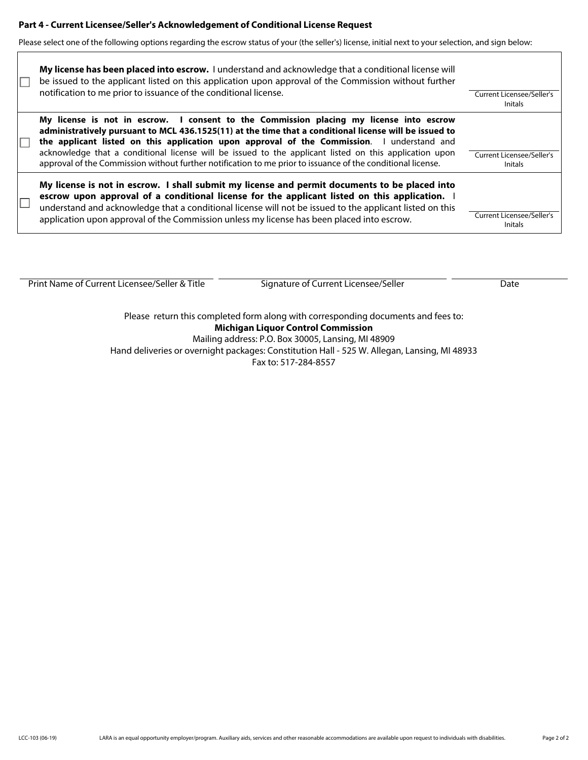### Part 4 - Current Licensee/Seller's Acknowledgement of Conditional License Request

Please select one of the following options regarding the escrow status of your (the seller's) license, initial next to your selection, and sign below:

| | | |
|---|---|---|
| ☐ | **My license has been placed into escrow.** I understand and acknowledge that a conditional license will be issued to the applicant listed on this application upon approval of the Commission without further notification to me prior to issuance of the conditional license. | Current Licensee/Seller's Initals |
| ☐ | **My license is not in escrow. I consent to the Commission placing my license into escrow administratively pursuant to MCL 436.1525(11) at the time that a conditional license will be issued to the applicant listed on this application upon approval of the Commission**. I understand and acknowledge that a conditional license will be issued to the applicant listed on this application upon approval of the Commission without further notification to me prior to issuance of the conditional license. | Current Licensee/Seller's Initals |
| ☐ | **My license is not in escrow. I shall submit my license and permit documents to be placed into escrow upon approval of a conditional license for the applicant listed on this application.** I understand and acknowledge that a conditional license will not be issued to the applicant listed on this application upon approval of the Commission unless my license has been placed into escrow. | Current Licensee/Seller's Initals |

| Print Name of Current Licensee/Seller & Title | Signature of Current Licensee/Seller | Date |
|---|---|---|
| | | |

Please return this completed form along with corresponding documents and fees to:
**Michigan Liquor Control Commission**
Mailing address: P.O. Box 30005, Lansing, MI 48909
Hand deliveries or overnight packages: Constitution Hall - 525 W. Allegan, Lansing, MI 48933
Fax to: 517-284-8557

LCC-103 (06-19) LARA is an equal opportunity employer/program. Auxiliary aids, services and other reasonable accommodations are available upon request to individuals with disabilities.